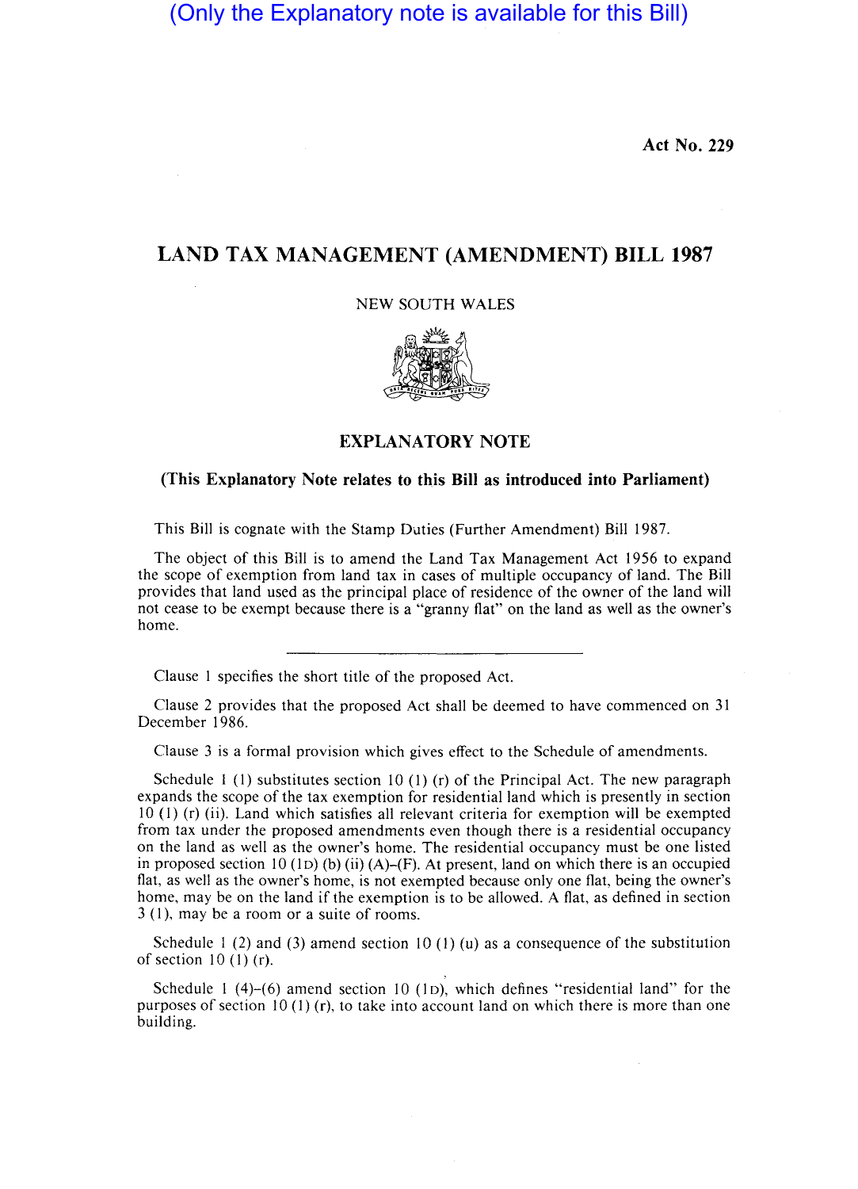(Only the Explanatory note is available for this Bill)

**Act No. 229**

# LAND TAX MANAGEMENT (AMENDMENT) BILL 1987

NEW SOUTH WALES

## EXPLANATORY NOTE

**(This Explanatory Note relates to this Bill as introduced into Parliament)**

This Bill is cognate with the Stamp Duties (Further Amendment) Bill 1987.

The object of this Bill is to amend the Land Tax Management Act 1956 to expand the scope of exemption from land tax in cases of multiple occupancy of land. The Bill provides that land used as the principal place of residence of the owner of the land will not cease to be exempt because there is a "granny flat" on the land as well as the owner's home.

---

Clause 1 specifies the short title of the proposed Act.

Clause 2 provides that the proposed Act shall be deemed to have commenced on 31 December 1986.

Clause 3 is a formal provision which gives effect to the Schedule of amendments.

Schedule 1 (1) substitutes section 10 (1) (r) of the Principal Act. The new paragraph expands the scope of the tax exemption for residential land which is presently in section 10 (1) (r) (ii). Land which satisfies all relevant criteria for exemption will be exempted from tax under the proposed amendments even though there is a residential occupancy on the land as well as the owner's home. The residential occupancy must be one listed in proposed section 10 (1D) (b) (ii) (A)–(F). At present, land on which there is an occupied flat, as well as the owner's home, is not exempted because only one flat, being the owner's home, may be on the land if the exemption is to be allowed. A flat, as defined in section 3 (1), may be a room or a suite of rooms.

Schedule 1 (2) and (3) amend section 10 (1) (u) as a consequence of the substitution of section 10 (1) (r).

Schedule 1 (4)–(6) amend section 10 (1D), which defines "residential land" for the purposes of section 10 (1) (r), to take into account land on which there is more than one building.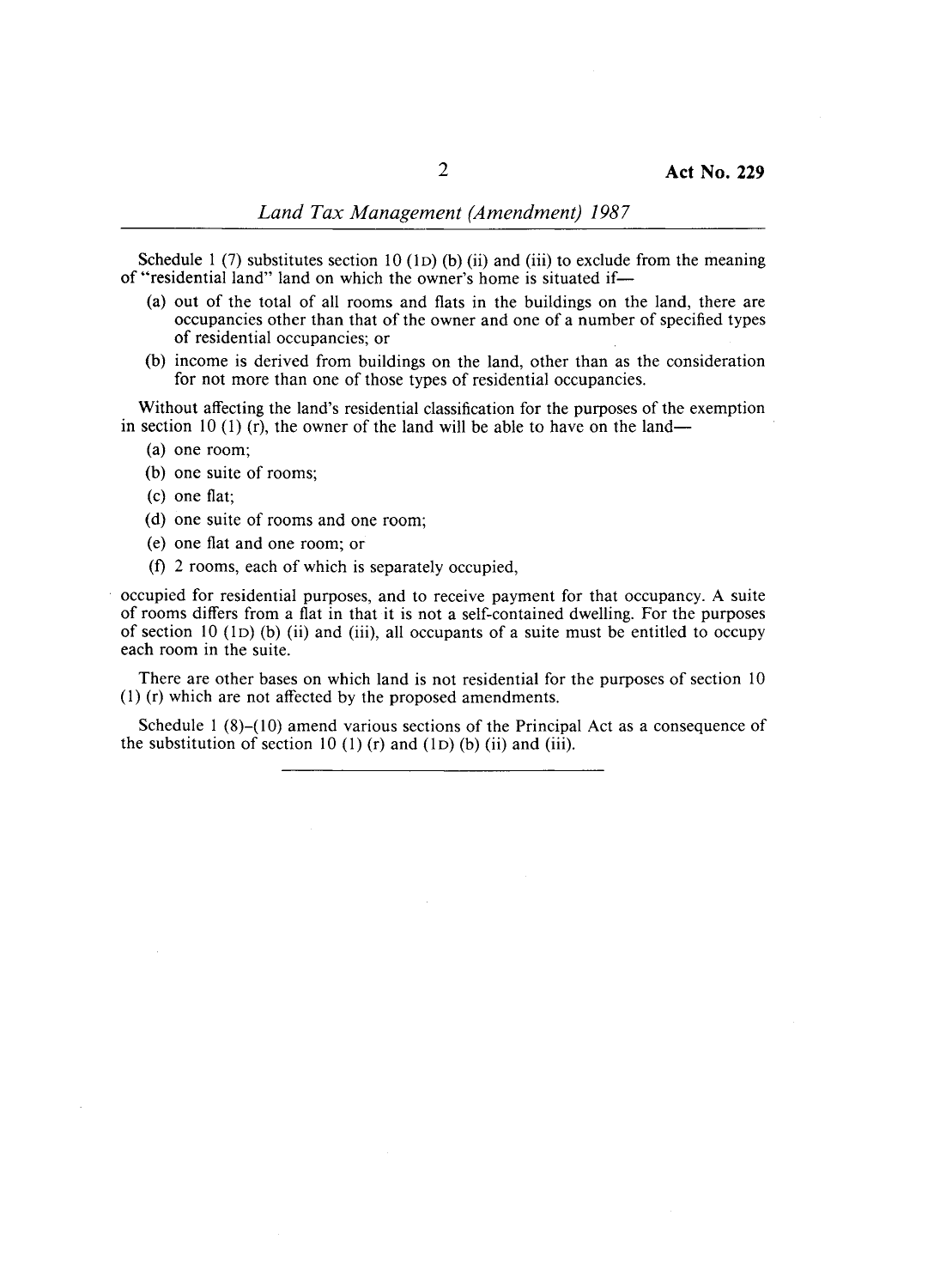Schedule 1 (7) substitutes section 10 (1D) (b) (ii) and (iii) to exclude from the meaning of "residential land" land on which the owner's home is situated if—

- (a) out of the total of all rooms and flats in the buildings on the land, there are occupancies other than that of the owner and one of a number of specified types of residential occupancies; or
- (b) income is derived from buildings on the land, other than as the consideration for not more than one of those types of residential occupancies.

Without affecting the land's residential classification for the purposes of the exemption in section 10 (1) (r), the owner of the land will be able to have on the land—

- (a) one room;
- (b) one suite of rooms;
- (c) one flat;
- (d) one suite of rooms and one room;
- (e) one flat and one room; or
- (f) 2 rooms, each of which is separately occupied,

occupied for residential purposes, and to receive payment for that occupancy. A suite of rooms differs from a flat in that it is not a self-contained dwelling. For the purposes of section 10 (1D) (b) (ii) and (iii), all occupants of a suite must be entitled to occupy each room in the suite.

There are other bases on which land is not residential for the purposes of section 10 (1) (r) which are not affected by the proposed amendments.

Schedule 1 (8)–(10) amend various sections of the Principal Act as a consequence of the substitution of section 10 (1) (r) and (1D) (b) (ii) and (iii).